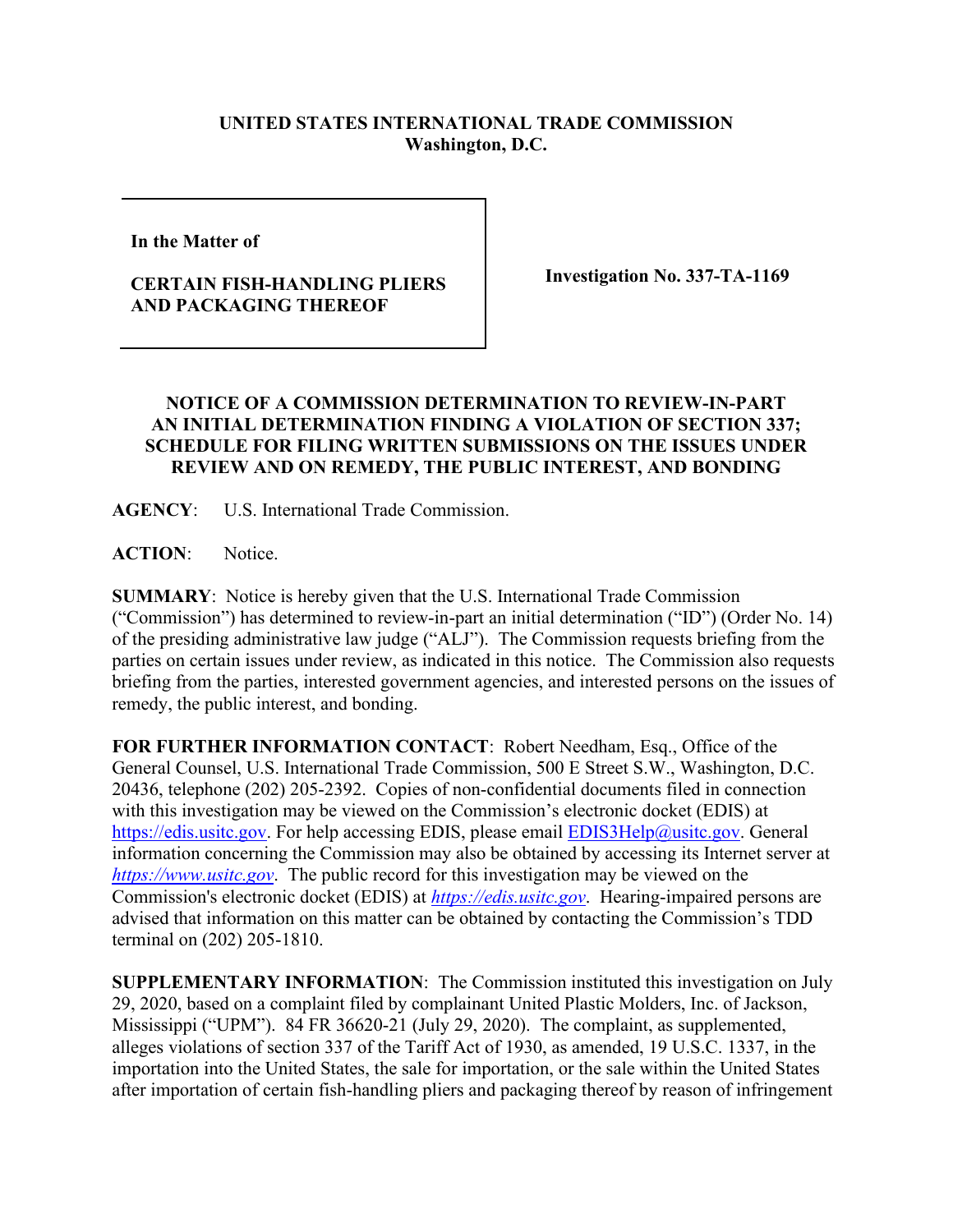**UNITED STATES INTERNATIONAL TRADE COMMISSION**
**Washington, D.C.**

| In the Matter of<br><br>**CERTAIN FISH-HANDLING PLIERS AND PACKAGING THEREOF** | **Investigation No. 337-TA-1169** |
|---|---|

**NOTICE OF A COMMISSION DETERMINATION TO REVIEW-IN-PART AN INITIAL DETERMINATION FINDING A VIOLATION OF SECTION 337; SCHEDULE FOR FILING WRITTEN SUBMISSIONS ON THE ISSUES UNDER REVIEW AND ON REMEDY, THE PUBLIC INTEREST, AND BONDING**

**AGENCY**: U.S. International Trade Commission.

**ACTION**: Notice.

**SUMMARY**: Notice is hereby given that the U.S. International Trade Commission ("Commission") has determined to review-in-part an initial determination ("ID") (Order No. 14) of the presiding administrative law judge ("ALJ"). The Commission requests briefing from the parties on certain issues under review, as indicated in this notice. The Commission also requests briefing from the parties, interested government agencies, and interested persons on the issues of remedy, the public interest, and bonding.

**FOR FURTHER INFORMATION CONTACT**: Robert Needham, Esq., Office of the General Counsel, U.S. International Trade Commission, 500 E Street S.W., Washington, D.C. 20436, telephone (202) 205-2392. Copies of non-confidential documents filed in connection with this investigation may be viewed on the Commission's electronic docket (EDIS) at https://edis.usitc.gov. For help accessing EDIS, please email EDIS3Help@usitc.gov. General information concerning the Commission may also be obtained by accessing its Internet server at *https://www.usitc.gov*. The public record for this investigation may be viewed on the Commission's electronic docket (EDIS) at *https://edis.usitc.gov*. Hearing-impaired persons are advised that information on this matter can be obtained by contacting the Commission's TDD terminal on (202) 205-1810.

**SUPPLEMENTARY INFORMATION**: The Commission instituted this investigation on July 29, 2020, based on a complaint filed by complainant United Plastic Molders, Inc. of Jackson, Mississippi ("UPM"). 84 FR 36620-21 (July 29, 2020). The complaint, as supplemented, alleges violations of section 337 of the Tariff Act of 1930, as amended, 19 U.S.C. 1337, in the importation into the United States, the sale for importation, or the sale within the United States after importation of certain fish-handling pliers and packaging thereof by reason of infringement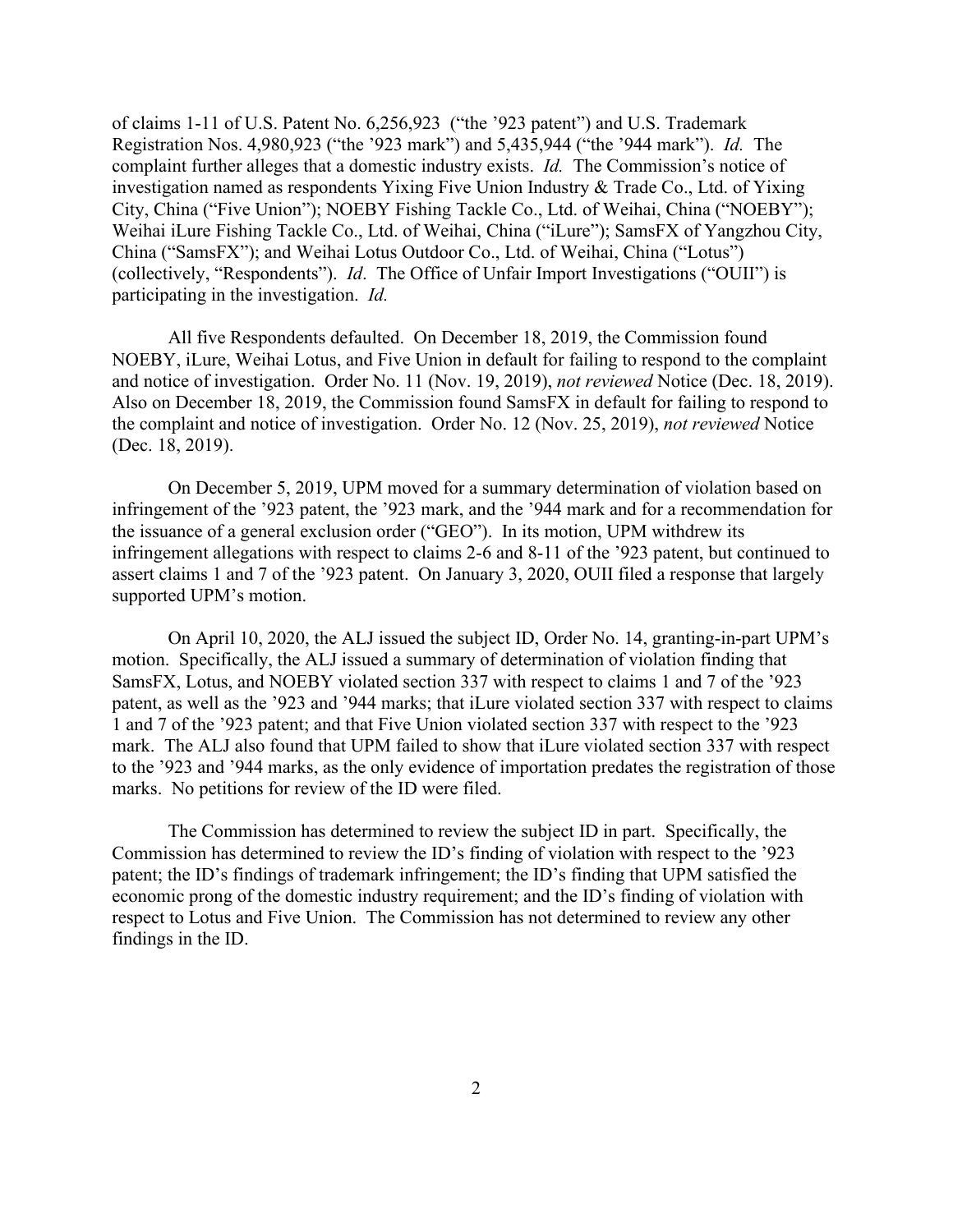of claims 1-11 of U.S. Patent No. 6,256,923 ("the '923 patent") and U.S. Trademark Registration Nos. 4,980,923 ("the '923 mark") and 5,435,944 ("the '944 mark"). *Id.* The complaint further alleges that a domestic industry exists. *Id.* The Commission's notice of investigation named as respondents Yixing Five Union Industry & Trade Co., Ltd. of Yixing City, China ("Five Union"); NOEBY Fishing Tackle Co., Ltd. of Weihai, China ("NOEBY"); Weihai iLure Fishing Tackle Co., Ltd. of Weihai, China ("iLure"); SamsFX of Yangzhou City, China ("SamsFX"); and Weihai Lotus Outdoor Co., Ltd. of Weihai, China ("Lotus") (collectively, "Respondents"). *Id*. The Office of Unfair Import Investigations ("OUII") is participating in the investigation. *Id.*

All five Respondents defaulted. On December 18, 2019, the Commission found NOEBY, iLure, Weihai Lotus, and Five Union in default for failing to respond to the complaint and notice of investigation. Order No. 11 (Nov. 19, 2019), *not reviewed* Notice (Dec. 18, 2019). Also on December 18, 2019, the Commission found SamsFX in default for failing to respond to the complaint and notice of investigation. Order No. 12 (Nov. 25, 2019), *not reviewed* Notice (Dec. 18, 2019).

On December 5, 2019, UPM moved for a summary determination of violation based on infringement of the '923 patent, the '923 mark, and the '944 mark and for a recommendation for the issuance of a general exclusion order ("GEO"). In its motion, UPM withdrew its infringement allegations with respect to claims 2-6 and 8-11 of the '923 patent, but continued to assert claims 1 and 7 of the '923 patent. On January 3, 2020, OUII filed a response that largely supported UPM's motion.

On April 10, 2020, the ALJ issued the subject ID, Order No. 14, granting-in-part UPM's motion. Specifically, the ALJ issued a summary of determination of violation finding that SamsFX, Lotus, and NOEBY violated section 337 with respect to claims 1 and 7 of the '923 patent, as well as the '923 and '944 marks; that iLure violated section 337 with respect to claims 1 and 7 of the '923 patent; and that Five Union violated section 337 with respect to the '923 mark. The ALJ also found that UPM failed to show that iLure violated section 337 with respect to the '923 and '944 marks, as the only evidence of importation predates the registration of those marks. No petitions for review of the ID were filed.

The Commission has determined to review the subject ID in part. Specifically, the Commission has determined to review the ID's finding of violation with respect to the '923 patent; the ID's findings of trademark infringement; the ID's finding that UPM satisfied the economic prong of the domestic industry requirement; and the ID's finding of violation with respect to Lotus and Five Union. The Commission has not determined to review any other findings in the ID.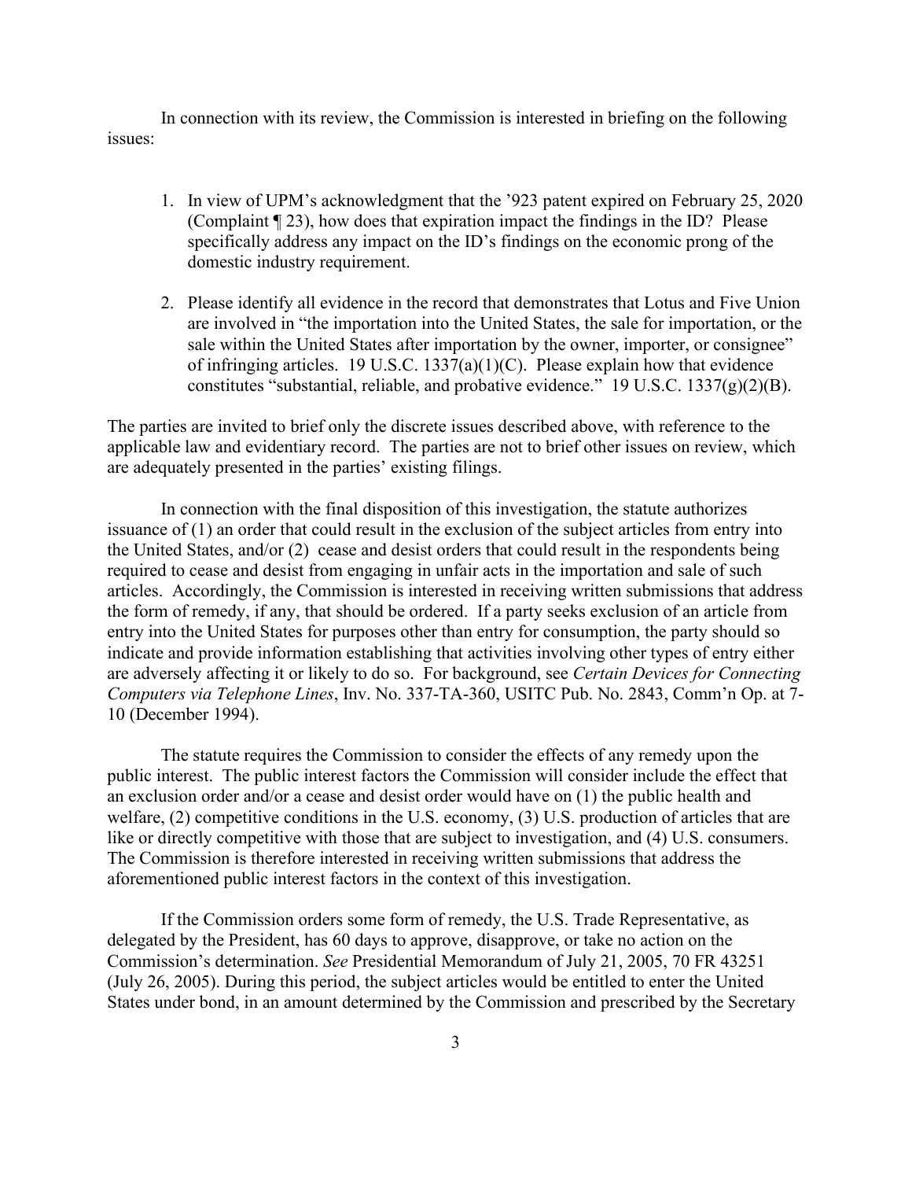In connection with its review, the Commission is interested in briefing on the following issues:

1. In view of UPM's acknowledgment that the '923 patent expired on February 25, 2020 (Complaint ¶ 23), how does that expiration impact the findings in the ID? Please specifically address any impact on the ID's findings on the economic prong of the domestic industry requirement.

2. Please identify all evidence in the record that demonstrates that Lotus and Five Union are involved in "the importation into the United States, the sale for importation, or the sale within the United States after importation by the owner, importer, or consignee" of infringing articles. 19 U.S.C. 1337(a)(1)(C). Please explain how that evidence constitutes "substantial, reliable, and probative evidence." 19 U.S.C. 1337(g)(2)(B).

The parties are invited to brief only the discrete issues described above, with reference to the applicable law and evidentiary record. The parties are not to brief other issues on review, which are adequately presented in the parties' existing filings.

In connection with the final disposition of this investigation, the statute authorizes issuance of (1) an order that could result in the exclusion of the subject articles from entry into the United States, and/or (2) cease and desist orders that could result in the respondents being required to cease and desist from engaging in unfair acts in the importation and sale of such articles. Accordingly, the Commission is interested in receiving written submissions that address the form of remedy, if any, that should be ordered. If a party seeks exclusion of an article from entry into the United States for purposes other than entry for consumption, the party should so indicate and provide information establishing that activities involving other types of entry either are adversely affecting it or likely to do so. For background, see *Certain Devices for Connecting Computers via Telephone Lines*, Inv. No. 337-TA-360, USITC Pub. No. 2843, Comm'n Op. at 7-10 (December 1994).

The statute requires the Commission to consider the effects of any remedy upon the public interest. The public interest factors the Commission will consider include the effect that an exclusion order and/or a cease and desist order would have on (1) the public health and welfare, (2) competitive conditions in the U.S. economy, (3) U.S. production of articles that are like or directly competitive with those that are subject to investigation, and (4) U.S. consumers. The Commission is therefore interested in receiving written submissions that address the aforementioned public interest factors in the context of this investigation.

If the Commission orders some form of remedy, the U.S. Trade Representative, as delegated by the President, has 60 days to approve, disapprove, or take no action on the Commission's determination. *See* Presidential Memorandum of July 21, 2005, 70 FR 43251 (July 26, 2005). During this period, the subject articles would be entitled to enter the United States under bond, in an amount determined by the Commission and prescribed by the Secretary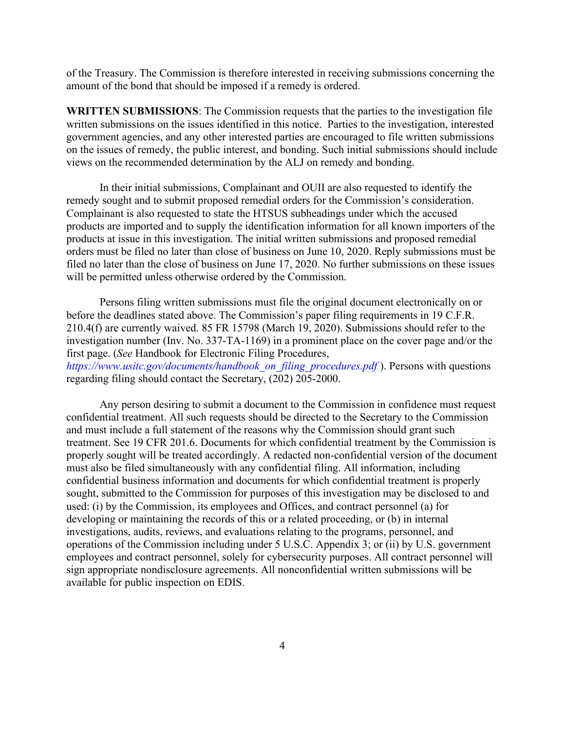of the Treasury. The Commission is therefore interested in receiving submissions concerning the amount of the bond that should be imposed if a remedy is ordered.

**WRITTEN SUBMISSIONS**: The Commission requests that the parties to the investigation file written submissions on the issues identified in this notice. Parties to the investigation, interested government agencies, and any other interested parties are encouraged to file written submissions on the issues of remedy, the public interest, and bonding. Such initial submissions should include views on the recommended determination by the ALJ on remedy and bonding.

In their initial submissions, Complainant and OUII are also requested to identify the remedy sought and to submit proposed remedial orders for the Commission's consideration. Complainant is also requested to state the HTSUS subheadings under which the accused products are imported and to supply the identification information for all known importers of the products at issue in this investigation. The initial written submissions and proposed remedial orders must be filed no later than close of business on June 10, 2020. Reply submissions must be filed no later than the close of business on June 17, 2020. No further submissions on these issues will be permitted unless otherwise ordered by the Commission.

Persons filing written submissions must file the original document electronically on or before the deadlines stated above. The Commission's paper filing requirements in 19 C.F.R. 210.4(f) are currently waived. 85 FR 15798 (March 19, 2020). Submissions should refer to the investigation number (Inv. No. 337-TA-1169) in a prominent place on the cover page and/or the first page. (*See* Handbook for Electronic Filing Procedures, *https://www.usitc.gov/documents/handbook_on_filing_procedures.pdf* ). Persons with questions regarding filing should contact the Secretary, (202) 205-2000.

Any person desiring to submit a document to the Commission in confidence must request confidential treatment. All such requests should be directed to the Secretary to the Commission and must include a full statement of the reasons why the Commission should grant such treatment. See 19 CFR 201.6. Documents for which confidential treatment by the Commission is properly sought will be treated accordingly. A redacted non-confidential version of the document must also be filed simultaneously with any confidential filing. All information, including confidential business information and documents for which confidential treatment is properly sought, submitted to the Commission for purposes of this investigation may be disclosed to and used: (i) by the Commission, its employees and Offices, and contract personnel (a) for developing or maintaining the records of this or a related proceeding, or (b) in internal investigations, audits, reviews, and evaluations relating to the programs, personnel, and operations of the Commission including under 5 U.S.C. Appendix 3; or (ii) by U.S. government employees and contract personnel, solely for cybersecurity purposes. All contract personnel will sign appropriate nondisclosure agreements. All nonconfidential written submissions will be available for public inspection on EDIS.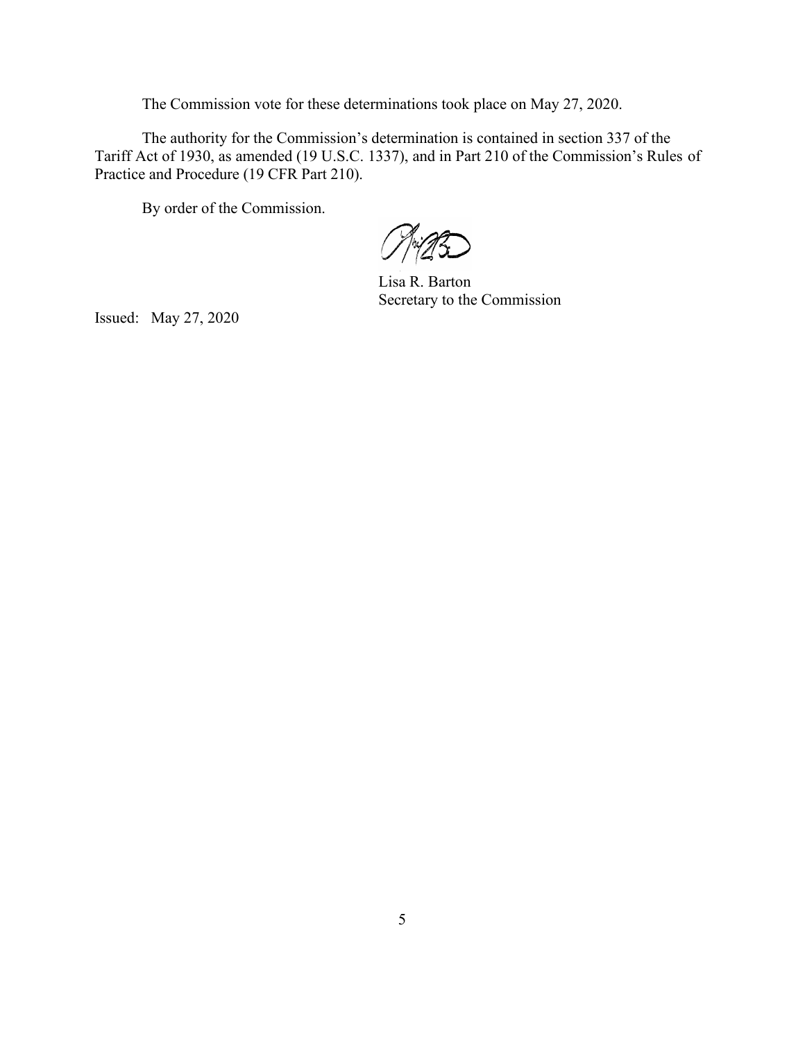The Commission vote for these determinations took place on May 27, 2020.

The authority for the Commission's determination is contained in section 337 of the Tariff Act of 1930, as amended (19 U.S.C. 1337), and in Part 210 of the Commission's Rules of Practice and Procedure (19 CFR Part 210).

By order of the Commission.

Lisa R. Barton
Secretary to the Commission

Issued: May 27, 2020